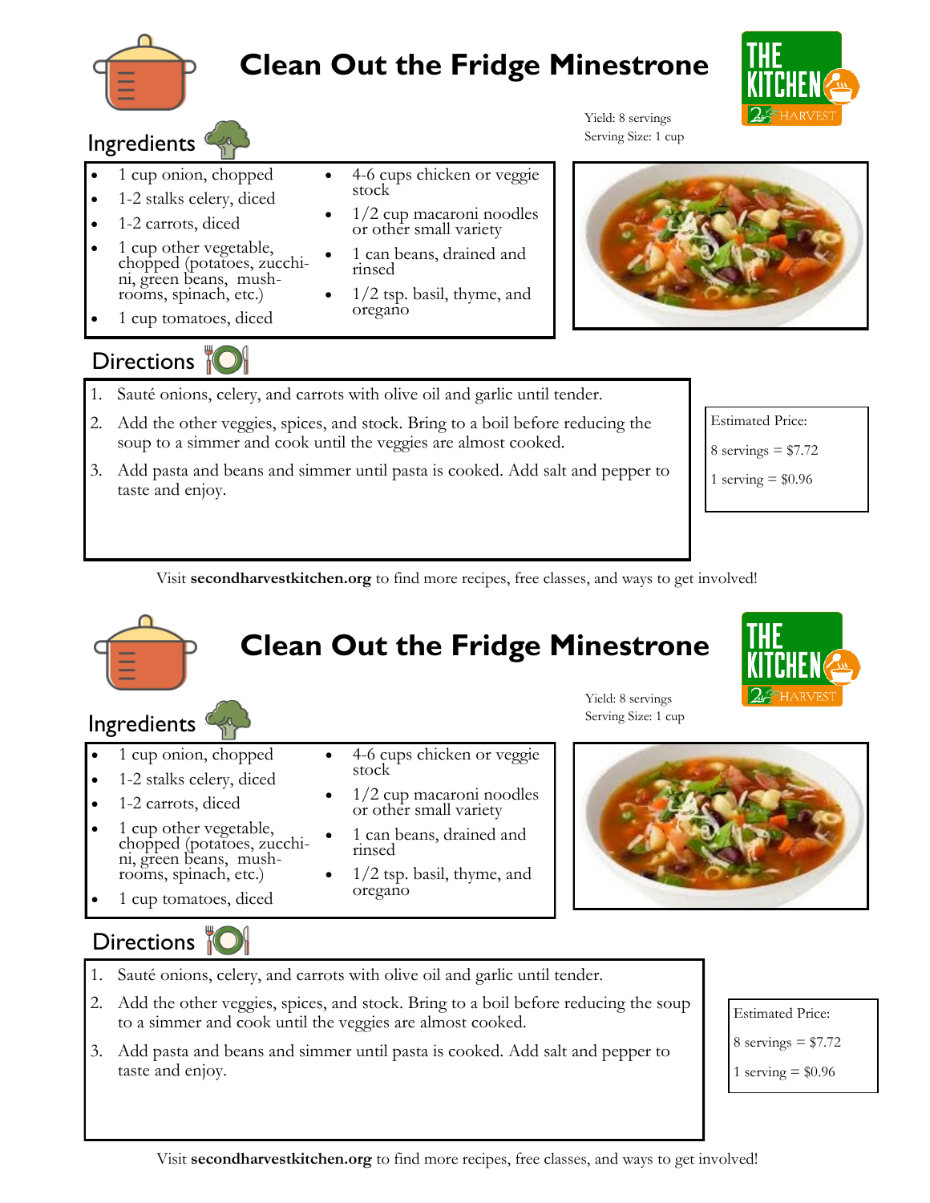# Clean Out the Fridge Minestrone

Yield: 8 servings
Serving Size: 1 cup

## Ingredients

- 1 cup onion, chopped
- 1-2 stalks celery, diced
- 1-2 carrots, diced
- 1 cup other vegetable, chopped (potatoes, zucchini, green beans, mushrooms, spinach, etc.)
- 1 cup tomatoes, diced
- 4-6 cups chicken or veggie stock
- 1/2 cup macaroni noodles or other small variety
- 1 can beans, drained and rinsed
- 1/2 tsp. basil, thyme, and oregano

## Directions

1. Sauté onions, celery, and carrots with olive oil and garlic until tender.
2. Add the other veggies, spices, and stock. Bring to a boil before reducing the soup to a simmer and cook until the veggies are almost cooked.
3. Add pasta and beans and simmer until pasta is cooked. Add salt and pepper to taste and enjoy.

Estimated Price:

8 servings = $7.72

1 serving = $0.96

Visit **secondharvestkitchen.org** to find more recipes, free classes, and ways to get involved!

# Clean Out the Fridge Minestrone

Yield: 8 servings
Serving Size: 1 cup

## Ingredients

- 1 cup onion, chopped
- 1-2 stalks celery, diced
- 1-2 carrots, diced
- 1 cup other vegetable, chopped (potatoes, zucchini, green beans, mushrooms, spinach, etc.)
- 1 cup tomatoes, diced
- 4-6 cups chicken or veggie stock
- 1/2 cup macaroni noodles or other small variety
- 1 can beans, drained and rinsed
- 1/2 tsp. basil, thyme, and oregano

## Directions

1. Sauté onions, celery, and carrots with olive oil and garlic until tender.
2. Add the other veggies, spices, and stock. Bring to a boil before reducing the soup to a simmer and cook until the veggies are almost cooked.
3. Add pasta and beans and simmer until pasta is cooked. Add salt and pepper to taste and enjoy.

Estimated Price:

8 servings = $7.72

1 serving = $0.96

Visit **secondharvestkitchen.org** to find more recipes, free classes, and ways to get involved!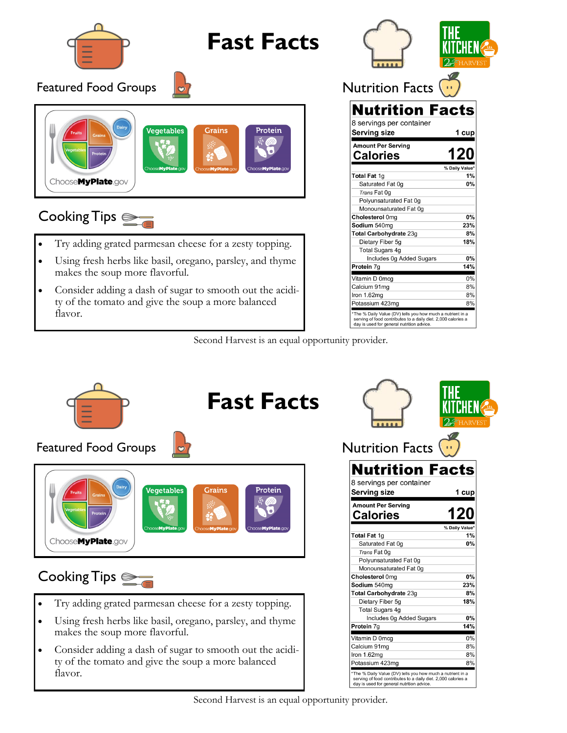# Fast Facts

## Featured Food Groups

ChooseMyPlate.gov: Fruits, Grains, Dairy, Vegetables, Protein

Vegetables — ChooseMyPlate.gov

Grains — ChooseMyPlate.gov

Protein — ChooseMyPlate.gov

## Cooking Tips

- Try adding grated parmesan cheese for a zesty topping.
- Using fresh herbs like basil, oregano, parsley, and thyme makes the soup more flavorful.
- Consider adding a dash of sugar to smooth out the acidity of the tomato and give the soup a more balanced flavor.

THE KITCHEN 2nd HARVEST

## Nutrition Facts

**Nutrition Facts**

8 servings per container

**Serving size 1 cup**

| | |
|---|---|
| **Amount Per Serving** | |
| **Calories** | **120** |
| | **% Daily Value*** |
| **Total Fat** 1g | **1%** |
| Saturated Fat 0g | **0%** |
| *Trans* Fat 0g | |
| Polyunsaturated Fat 0g | |
| Monounsaturated Fat 0g | |
| **Cholesterol** 0mg | **0%** |
| **Sodium** 540mg | **23%** |
| **Total Carbohydrate** 23g | **8%** |
| Dietary Fiber 5g | **18%** |
| Total Sugars 4g | |
| Includes 0g Added Sugars | **0%** |
| **Protein** 7g | **14%** |
| Vitamin D 0mcg | 0% |
| Calcium 91mg | 8% |
| Iron 1.62mg | 8% |
| Potassium 423mg | 8% |

*The % Daily Value (DV) tells you how much a nutrient in a serving of food contributes to a daily diet. 2,000 calories a day is used for general nutrition advice.

Second Harvest is an equal opportunity provider.

# Fast Facts

## Featured Food Groups

ChooseMyPlate.gov: Fruits, Grains, Dairy, Vegetables, Protein

Vegetables — ChooseMyPlate.gov

Grains — ChooseMyPlate.gov

Protein — ChooseMyPlate.gov

## Cooking Tips

- Try adding grated parmesan cheese for a zesty topping.
- Using fresh herbs like basil, oregano, parsley, and thyme makes the soup more flavorful.
- Consider adding a dash of sugar to smooth out the acidity of the tomato and give the soup a more balanced flavor.

THE KITCHEN 2nd HARVEST

## Nutrition Facts

**Nutrition Facts**

8 servings per container

**Serving size 1 cup**

| | |
|---|---|
| **Amount Per Serving** | |
| **Calories** | **120** |
| | **% Daily Value*** |
| **Total Fat** 1g | **1%** |
| Saturated Fat 0g | **0%** |
| *Trans* Fat 0g | |
| Polyunsaturated Fat 0g | |
| Monounsaturated Fat 0g | |
| **Cholesterol** 0mg | **0%** |
| **Sodium** 540mg | **23%** |
| **Total Carbohydrate** 23g | **8%** |
| Dietary Fiber 5g | **18%** |
| Total Sugars 4g | |
| Includes 0g Added Sugars | **0%** |
| **Protein** 7g | **14%** |
| Vitamin D 0mcg | 0% |
| Calcium 91mg | 8% |
| Iron 1.62mg | 8% |
| Potassium 423mg | 8% |

*The % Daily Value (DV) tells you how much a nutrient in a serving of food contributes to a daily diet. 2,000 calories a day is used for general nutrition advice.

Second Harvest is an equal opportunity provider.